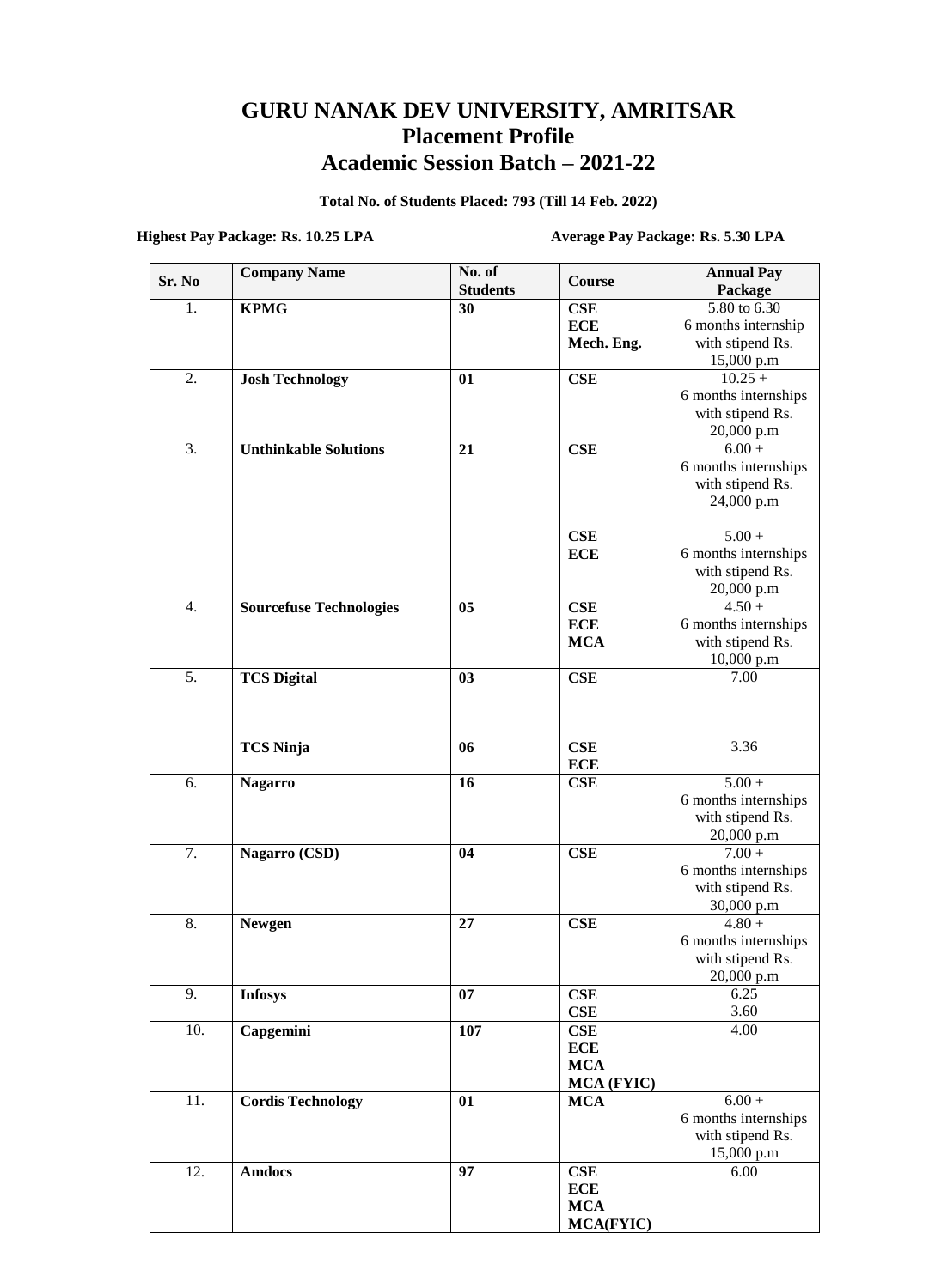# GURU NANAK DEV UNIVERSITY, AMRITSAR
# Placement Profile
# Academic Session Batch – 2021-22

**Total No. of Students Placed: 793 (Till 14 Feb. 2022)**

**Highest Pay Package: Rs. 10.25 LPA** **Average Pay Package: Rs. 5.30 LPA**

| Sr. No | Company Name | No. of Students | Course | Annual Pay Package |
|---|---|---|---|---|
| 1. | **KPMG** | **30** | **CSE**<br>**ECE**<br>**Mech. Eng.** | 5.80 to 6.30<br>6 months internship with stipend Rs. 15,000 p.m |
| 2. | **Josh Technology** | **01** | **CSE** | 10.25 +<br>6 months internships with stipend Rs. 20,000 p.m |
| 3. | **Unthinkable Solutions** | **21** | **CSE** | 6.00 +<br>6 months internships with stipend Rs. 24,000 p.m |
| | | | **CSE**<br>**ECE** | 5.00 +<br>6 months internships with stipend Rs. 20,000 p.m |
| 4. | **Sourcefuse Technologies** | **05** | **CSE**<br>**ECE**<br>**MCA** | 4.50 +<br>6 months internships with stipend Rs. 10,000 p.m |
| 5. | **TCS Digital** | **03** | **CSE** | 7.00 |
| | **TCS Ninja** | **06** | **CSE**<br>**ECE** | 3.36 |
| 6. | **Nagarro** | **16** | **CSE** | 5.00 +<br>6 months internships with stipend Rs. 20,000 p.m |
| 7. | **Nagarro (CSD)** | **04** | **CSE** | 7.00 +<br>6 months internships with stipend Rs. 30,000 p.m |
| 8. | **Newgen** | **27** | **CSE** | 4.80 +<br>6 months internships with stipend Rs. 20,000 p.m |
| 9. | **Infosys** | **07** | **CSE**<br>**CSE** | 6.25<br>3.60 |
| 10. | **Capgemini** | **107** | **CSE**<br>**ECE**<br>**MCA**<br>**MCA (FYIC)** | 4.00 |
| 11. | **Cordis Technology** | **01** | **MCA** | 6.00 +<br>6 months internships with stipend Rs. 15,000 p.m |
| 12. | **Amdocs** | **97** | **CSE**<br>**ECE**<br>**MCA**<br>**MCA(FYIC)** | 6.00 |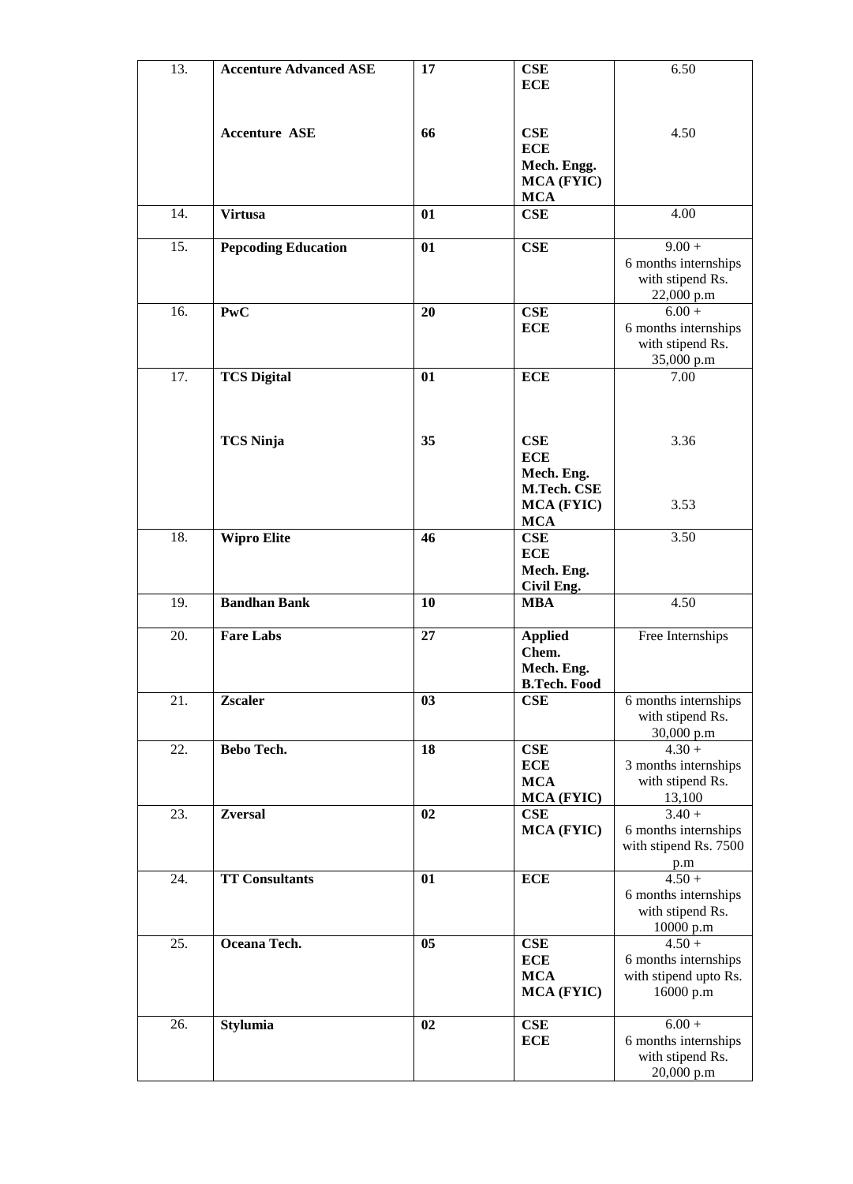| 13. | **Accenture Advanced ASE** | **17** | **CSE**<br>**ECE** | 6.50 |
|---|---|---|---|---|
| | **Accenture ASE** | **66** | **CSE**<br>**ECE**<br>**Mech. Engg.**<br>**MCA (FYIC)**<br>**MCA** | 4.50 |
| 14. | **Virtusa** | **01** | **CSE** | 4.00 |
| 15. | **Pepcoding Education** | **01** | **CSE** | 9.00 +<br>6 months internships with stipend Rs. 22,000 p.m |
| 16. | **PwC** | **20** | **CSE**<br>**ECE** | 6.00 +<br>6 months internships with stipend Rs. 35,000 p.m |
| 17. | **TCS Digital** | **01** | **ECE** | 7.00 |
| | **TCS Ninja** | **35** | **CSE**<br>**ECE**<br>**Mech. Eng.**<br>**M.Tech. CSE**<br>**MCA (FYIC)**<br>**MCA** | 3.36<br><br><br><br>3.53 |
| 18. | **Wipro Elite** | **46** | **CSE**<br>**ECE**<br>**Mech. Eng.**<br>**Civil Eng.** | 3.50 |
| 19. | **Bandhan Bank** | **10** | **MBA** | 4.50 |
| 20. | **Fare Labs** | **27** | **Applied Chem.**<br>**Mech. Eng.**<br>**B.Tech. Food** | Free Internships |
| 21. | **Zscaler** | **03** | **CSE** | 6 months internships with stipend Rs. 30,000 p.m |
| 22. | **Bebo Tech.** | **18** | **CSE**<br>**ECE**<br>**MCA**<br>**MCA (FYIC)** | 4.30 +<br>3 months internships with stipend Rs. 13,100 |
| 23. | **Zversal** | **02** | **CSE**<br>**MCA (FYIC)** | 3.40 +<br>6 months internships with stipend Rs. 7500 p.m |
| 24. | **TT Consultants** | **01** | **ECE** | 4.50 +<br>6 months internships with stipend Rs. 10000 p.m |
| 25. | **Oceana Tech.** | **05** | **CSE**<br>**ECE**<br>**MCA**<br>**MCA (FYIC)** | 4.50 +<br>6 months internships with stipend upto Rs. 16000 p.m |
| 26. | **Stylumia** | **02** | **CSE**<br>**ECE** | 6.00 +<br>6 months internships with stipend Rs. 20,000 p.m |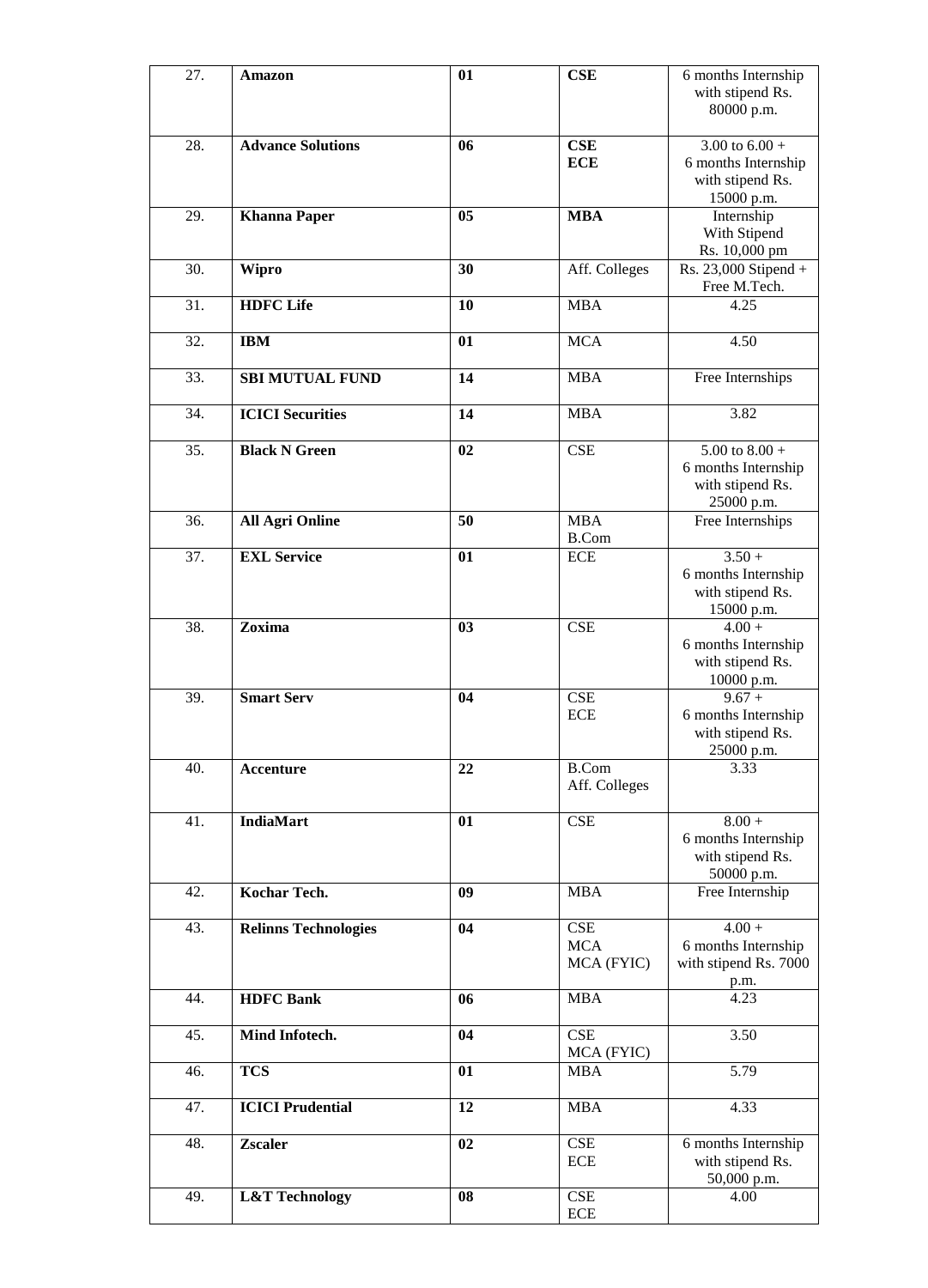| 27. | **Amazon** | **01** | **CSE** | 6 months Internship with stipend Rs. 80000 p.m. |
|---|---|---|---|---|
| 28. | **Advance Solutions** | **06** | **CSE**<br>**ECE** | 3.00 to 6.00 + 6 months Internship with stipend Rs. 15000 p.m. |
| 29. | **Khanna Paper** | **05** | **MBA** | Internship With Stipend Rs. 10,000 pm |
| 30. | **Wipro** | **30** | Aff. Colleges | Rs. 23,000 Stipend + Free M.Tech. |
| 31. | **HDFC Life** | **10** | MBA | 4.25 |
| 32. | **IBM** | **01** | MCA | 4.50 |
| 33. | **SBI MUTUAL FUND** | **14** | MBA | Free Internships |
| 34. | **ICICI Securities** | **14** | MBA | 3.82 |
| 35. | **Black N Green** | **02** | CSE | 5.00 to 8.00 + 6 months Internship with stipend Rs. 25000 p.m. |
| 36. | **All Agri Online** | **50** | MBA<br>B.Com | Free Internships |
| 37. | **EXL Service** | **01** | ECE | 3.50 + 6 months Internship with stipend Rs. 15000 p.m. |
| 38. | **Zoxima** | **03** | CSE | 4.00 + 6 months Internship with stipend Rs. 10000 p.m. |
| 39. | **Smart Serv** | **04** | CSE<br>ECE | 9.67 + 6 months Internship with stipend Rs. 25000 p.m. |
| 40. | **Accenture** | **22** | B.Com<br>Aff. Colleges | 3.33 |
| 41. | **IndiaMart** | **01** | CSE | 8.00 + 6 months Internship with stipend Rs. 50000 p.m. |
| 42. | **Kochar Tech.** | **09** | MBA | Free Internship |
| 43. | **Relinns Technologies** | **04** | CSE<br>MCA<br>MCA (FYIC) | 4.00 + 6 months Internship with stipend Rs. 7000 p.m. |
| 44. | **HDFC Bank** | **06** | MBA | 4.23 |
| 45. | **Mind Infotech.** | **04** | CSE<br>MCA (FYIC) | 3.50 |
| 46. | **TCS** | **01** | MBA | 5.79 |
| 47. | **ICICI Prudential** | **12** | MBA | 4.33 |
| 48. | **Zscaler** | **02** | CSE<br>ECE | 6 months Internship with stipend Rs. 50,000 p.m. |
| 49. | **L&T Technology** | **08** | CSE<br>ECE | 4.00 |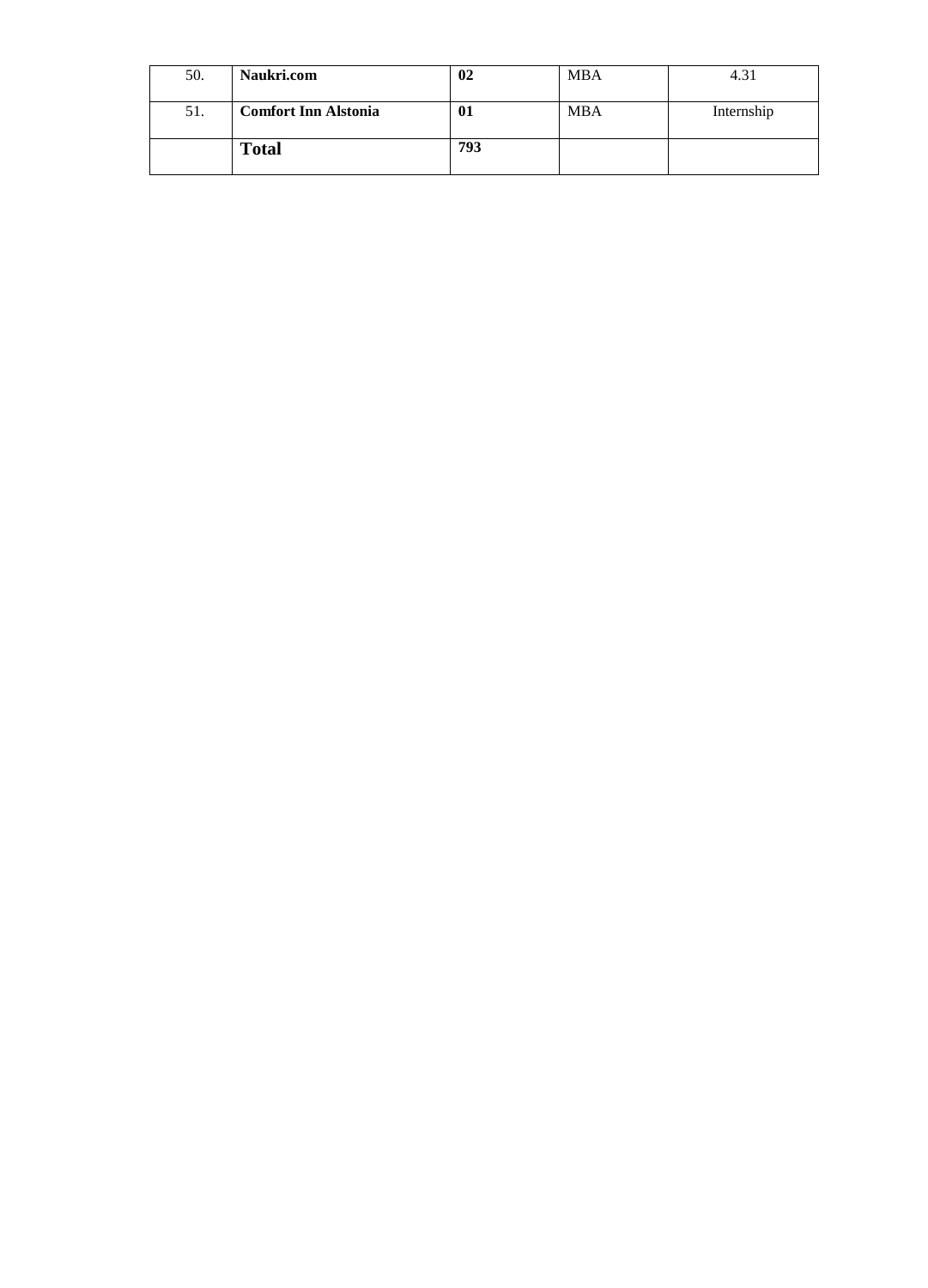| | | | | |
|---|---|---|---|---|
| 50. | **Naukri.com** | **02** | MBA | 4.31 |
| 51. | **Comfort Inn Alstonia** | **01** | MBA | Internship |
| | **Total** | **793** | | |